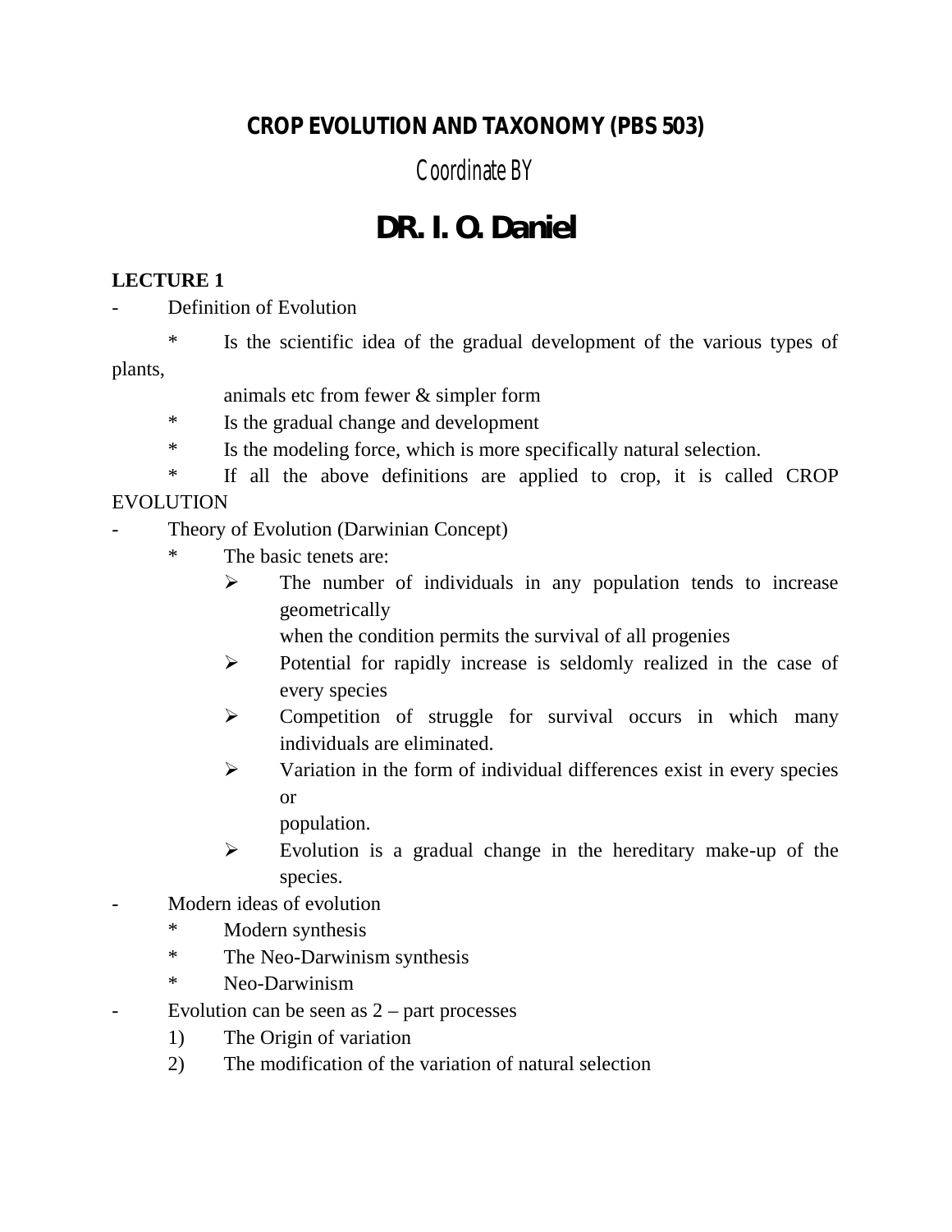# CROP EVOLUTION AND TAXONOMY (PBS 503)

## Coordinate BY

# DR. I. O. Daniel

**LECTURE 1**

- Definition of Evolution
  - * Is the scientific idea of the gradual development of the various types of plants, animals etc from fewer & simpler form
  - * Is the gradual change and development
  - * Is the modeling force, which is more specifically natural selection.
  - * If all the above definitions are applied to crop, it is called CROP EVOLUTION
- Theory of Evolution (Darwinian Concept)
  - * The basic tenets are:
    - ➢ The number of individuals in any population tends to increase geometrically when the condition permits the survival of all progenies
    - ➢ Potential for rapidly increase is seldomly realized in the case of every species
    - ➢ Competition of struggle for survival occurs in which many individuals are eliminated.
    - ➢ Variation in the form of individual differences exist in every species or population.
    - ➢ Evolution is a gradual change in the hereditary make-up of the species.
- Modern ideas of evolution
  - * Modern synthesis
  - * The Neo-Darwinism synthesis
  - * Neo-Darwinism
- Evolution can be seen as 2 – part processes
  1) The Origin of variation
  2) The modification of the variation of natural selection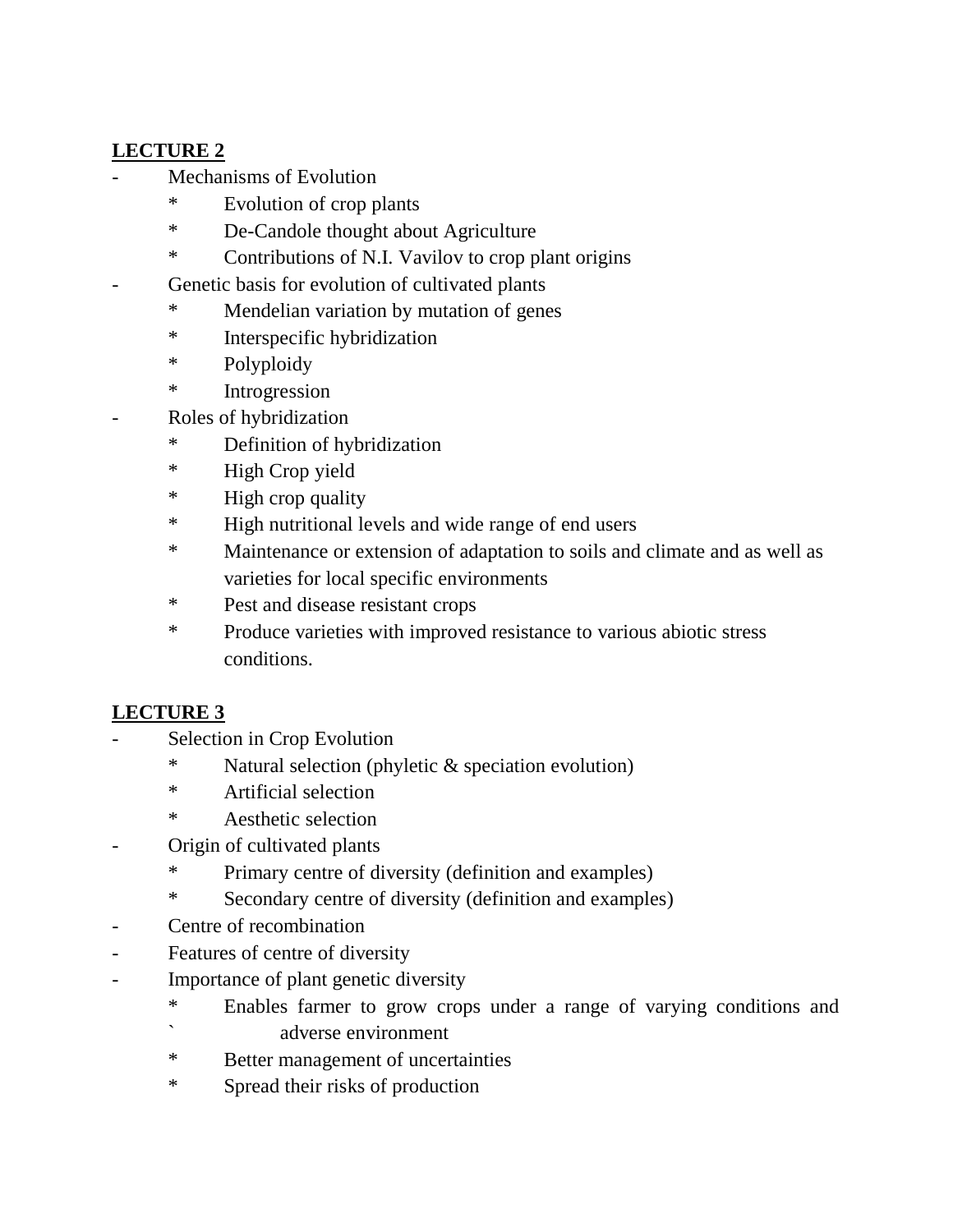## **LECTURE 2**

- Mechanisms of Evolution
    - * Evolution of crop plants
    - * De-Candole thought about Agriculture
    - * Contributions of N.I. Vavilov to crop plant origins
- Genetic basis for evolution of cultivated plants
    - * Mendelian variation by mutation of genes
    - * Interspecific hybridization
    - * Polyploidy
    - * Introgression
- Roles of hybridization
    - * Definition of hybridization
    - * High Crop yield
    - * High crop quality
    - * High nutritional levels and wide range of end users
    - * Maintenance or extension of adaptation to soils and climate and as well as varieties for local specific environments
    - * Pest and disease resistant crops
    - * Produce varieties with improved resistance to various abiotic stress conditions.

## **LECTURE 3**

- Selection in Crop Evolution
    - * Natural selection (phyletic & speciation evolution)
    - * Artificial selection
    - * Aesthetic selection
- Origin of cultivated plants
    - * Primary centre of diversity (definition and examples)
    - * Secondary centre of diversity (definition and examples)
- Centre of recombination
- Features of centre of diversity
- Importance of plant genetic diversity
    - * Enables farmer to grow crops under a range of varying conditions and ` adverse environment
    - * Better management of uncertainties
    - * Spread their risks of production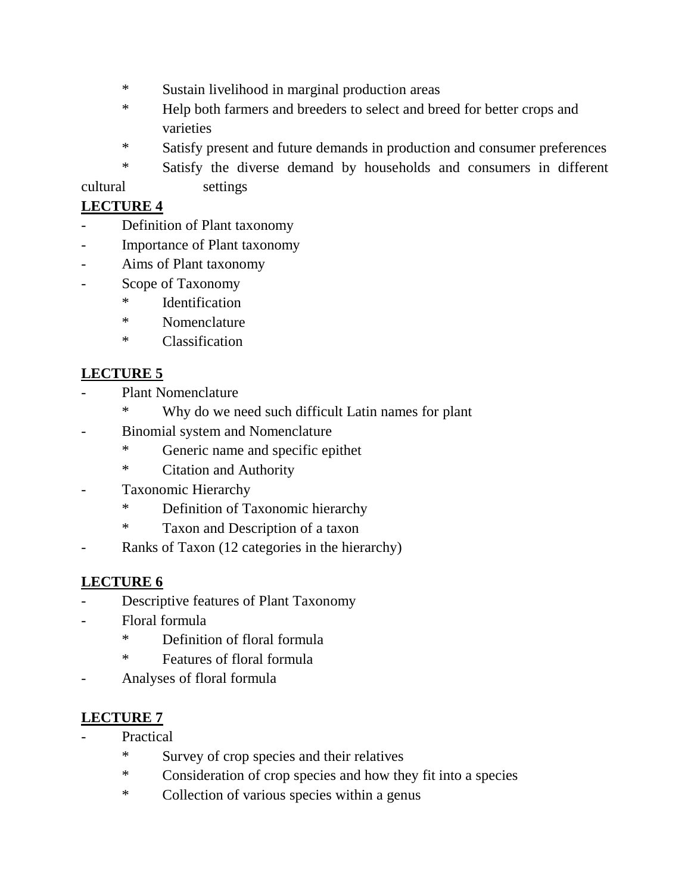* Sustain livelihood in marginal production areas
* Help both farmers and breeders to select and breed for better crops and varieties
* Satisfy present and future demands in production and consumer preferences
* Satisfy the diverse demand by households and consumers in different cultural settings

**LECTURE 4**

- Definition of Plant taxonomy
- Importance of Plant taxonomy
- Aims of Plant taxonomy
- Scope of Taxonomy
    * Identification
    * Nomenclature
    * Classification

**LECTURE 5**

- Plant Nomenclature
    * Why do we need such difficult Latin names for plant
- Binomial system and Nomenclature
    * Generic name and specific epithet
    * Citation and Authority
- Taxonomic Hierarchy
    * Definition of Taxonomic hierarchy
    * Taxon and Description of a taxon
- Ranks of Taxon (12 categories in the hierarchy)

**LECTURE 6**

- Descriptive features of Plant Taxonomy
- Floral formula
    * Definition of floral formula
    * Features of floral formula
- Analyses of floral formula

**LECTURE 7**

- Practical
    * Survey of crop species and their relatives
    * Consideration of crop species and how they fit into a species
    * Collection of various species within a genus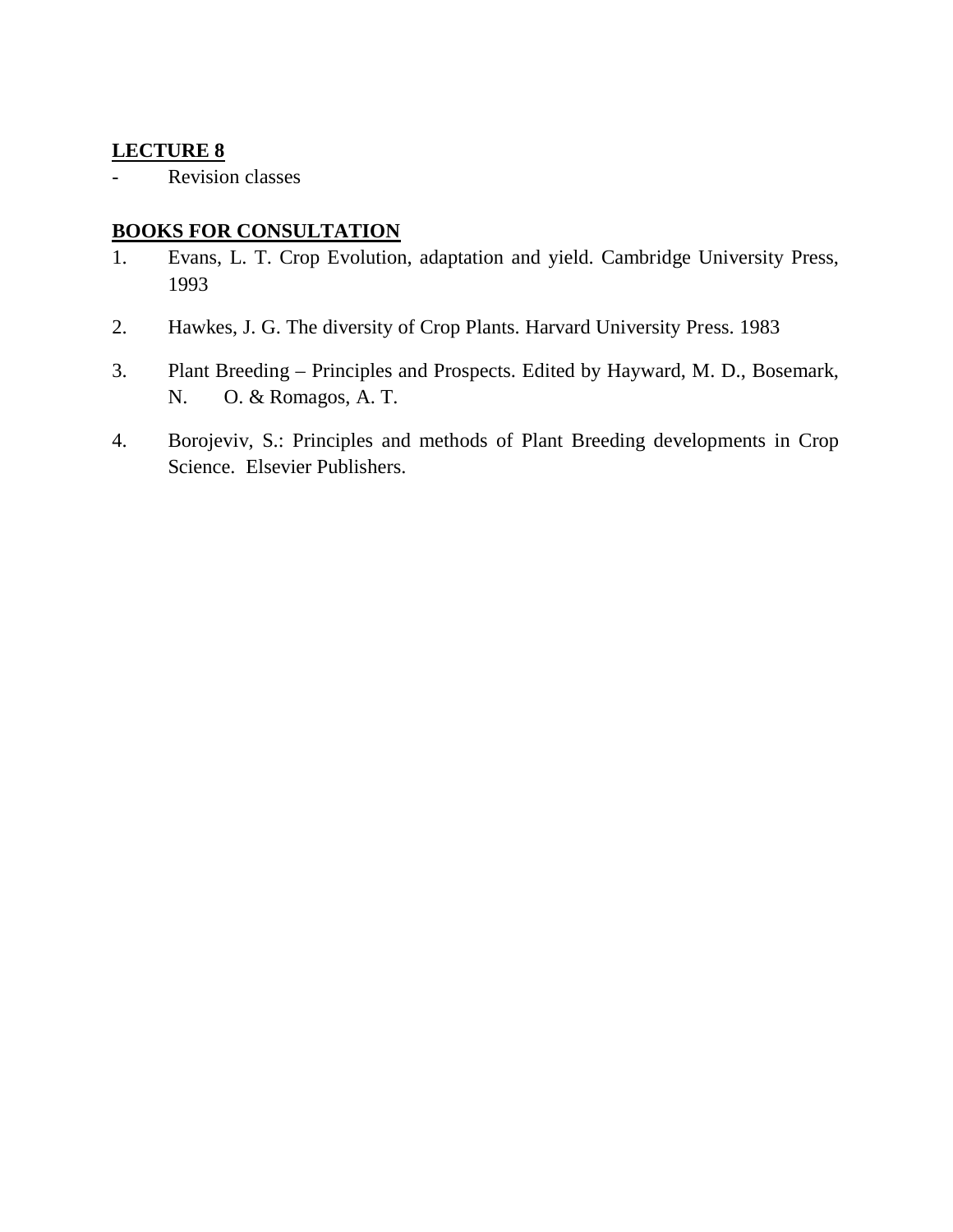**LECTURE 8**

- Revision classes

**BOOKS FOR CONSULTATION**

1. Evans, L. T. Crop Evolution, adaptation and yield. Cambridge University Press, 1993
2. Hawkes, J. G. The diversity of Crop Plants. Harvard University Press. 1983
3. Plant Breeding – Principles and Prospects. Edited by Hayward, M. D., Bosemark, N. O. & Romagos, A. T.
4. Borojeviv, S.: Principles and methods of Plant Breeding developments in Crop Science. Elsevier Publishers.